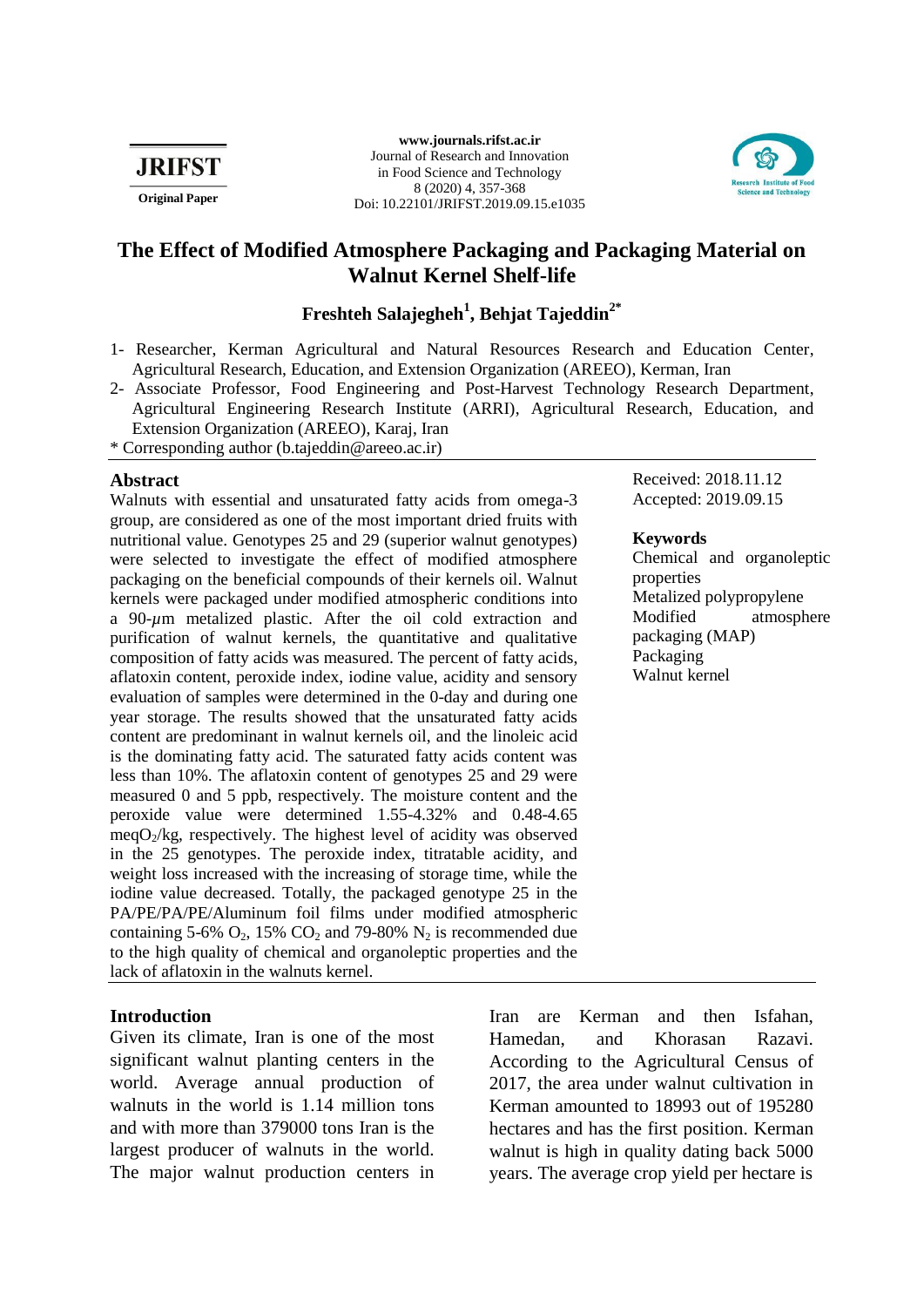JRIFST

Original Paper

www.journals.rifst.ac.ir
Journal of Research and Innovation in Food Science and Technology
8 (2020) 4, 357-368
Doi: 10.22101/JRIFST.2019.09.15.e1035

# The Effect of Modified Atmosphere Packaging and Packaging Material on Walnut Kernel Shelf-life

**Freshteh Salajegheh[1], Behjat Tajeddin[2*]**

1- Researcher, Kerman Agricultural and Natural Resources Research and Education Center, Agricultural Research, Education, and Extension Organization (AREEO), Kerman, Iran

2- Associate Professor, Food Engineering and Post-Harvest Technology Research Department, Agricultural Engineering Research Institute (ARRI), Agricultural Research, Education, and Extension Organization (AREEO), Karaj, Iran

\* Corresponding author (b.tajeddin@areeo.ac.ir)

## Abstract

Walnuts with essential and unsaturated fatty acids from omega-3 group, are considered as one of the most important dried fruits with nutritional value. Genotypes 25 and 29 (superior walnut genotypes) were selected to investigate the effect of modified atmosphere packaging on the beneficial compounds of their kernels oil. Walnut kernels were packaged under modified atmospheric conditions into a 90-$\mu$m metalized plastic. After the oil cold extraction and purification of walnut kernels, the quantitative and qualitative composition of fatty acids was measured. The percent of fatty acids, aflatoxin content, peroxide index, iodine value, acidity and sensory evaluation of samples were determined in the 0-day and during one year storage. The results showed that the unsaturated fatty acids content are predominant in walnut kernels oil, and the linoleic acid is the dominating fatty acid. The saturated fatty acids content was less than 10%. The aflatoxin content of genotypes 25 and 29 were measured 0 and 5 ppb, respectively. The moisture content and the peroxide value were determined 1.55-4.32% and 0.48-4.65 meq$O_2$/kg, respectively. The highest level of acidity was observed in the 25 genotypes. The peroxide index, titratable acidity, and weight loss increased with the increasing of storage time, while the iodine value decreased. Totally, the packaged genotype 25 in the PA/PE/PA/PE/Aluminum foil films under modified atmospheric containing 5-6% $O_2$, 15% $CO_2$ and 79-80% $N_2$ is recommended due to the high quality of chemical and organoleptic properties and the lack of aflatoxin in the walnuts kernel.

Received: 2018.11.12
Accepted: 2019.09.15

**Keywords**

Chemical and organoleptic properties
Metalized polypropylene
Modified atmosphere packaging (MAP)
Packaging
Walnut kernel

## Introduction

Given its climate, Iran is one of the most significant walnut planting centers in the world. Average annual production of walnuts in the world is 1.14 million tons and with more than 379000 tons Iran is the largest producer of walnuts in the world. The major walnut production centers in Iran are Kerman and then Isfahan, Hamedan, and Khorasan Razavi. According to the Agricultural Census of 2017, the area under walnut cultivation in Kerman amounted to 18993 out of 195280 hectares and has the first position. Kerman walnut is high in quality dating back 5000 years. The average crop yield per hectare is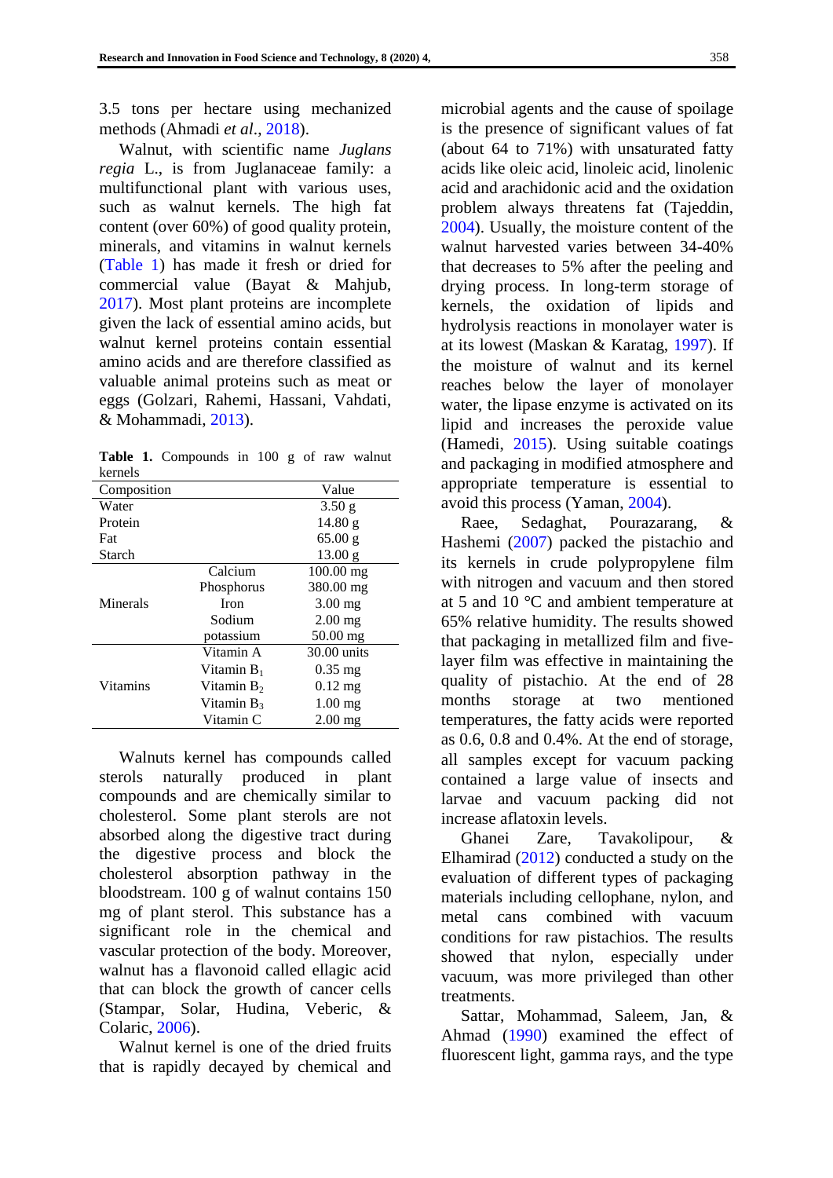3.5 tons per hectare using mechanized methods (Ahmadi *et al*., 2018).

Walnut, with scientific name *Juglans regia* L., is from Juglanaceae family: a multifunctional plant with various uses, such as walnut kernels. The high fat content (over 60%) of good quality protein, minerals, and vitamins in walnut kernels (Table 1) has made it fresh or dried for commercial value (Bayat & Mahjub, 2017). Most plant proteins are incomplete given the lack of essential amino acids, but walnut kernel proteins contain essential amino acids and are therefore classified as valuable animal proteins such as meat or eggs (Golzari, Rahemi, Hassani, Vahdati, & Mohammadi, 2013).

**Table 1.** Compounds in 100 g of raw walnut kernels

| Composition | | Value |
|---|---|---|
| Water | | 3.50 g |
| Protein | | 14.80 g |
| Fat | | 65.00 g |
| Starch | | 13.00 g |
| Minerals | Calcium | 100.00 mg |
| | Phosphorus | 380.00 mg |
| | Iron | 3.00 mg |
| | Sodium | 2.00 mg |
| | potassium | 50.00 mg |
| Vitamins | Vitamin A | 30.00 units |
| | Vitamin $B_1$ | 0.35 mg |
| | Vitamin $B_2$ | 0.12 mg |
| | Vitamin $B_3$ | 1.00 mg |
| | Vitamin C | 2.00 mg |

Walnuts kernel has compounds called sterols naturally produced in plant compounds and are chemically similar to cholesterol. Some plant sterols are not absorbed along the digestive tract during the digestive process and block the cholesterol absorption pathway in the bloodstream. 100 g of walnut contains 150 mg of plant sterol. This substance has a significant role in the chemical and vascular protection of the body. Moreover, walnut has a flavonoid called ellagic acid that can block the growth of cancer cells (Stampar, Solar, Hudina, Veberic, & Colaric, 2006).

Walnut kernel is one of the dried fruits that is rapidly decayed by chemical and microbial agents and the cause of spoilage is the presence of significant values of fat (about 64 to 71%) with unsaturated fatty acids like oleic acid, linoleic acid, linolenic acid and arachidonic acid and the oxidation problem always threatens fat (Tajeddin, 2004). Usually, the moisture content of the walnut harvested varies between 34-40% that decreases to 5% after the peeling and drying process. In long-term storage of kernels, the oxidation of lipids and hydrolysis reactions in monolayer water is at its lowest (Maskan & Karatag, 1997). If the moisture of walnut and its kernel reaches below the layer of monolayer water, the lipase enzyme is activated on its lipid and increases the peroxide value (Hamedi, 2015). Using suitable coatings and packaging in modified atmosphere and appropriate temperature is essential to avoid this process (Yaman, 2004).

Raee, Sedaghat, Pourazarang, & Hashemi (2007) packed the pistachio and its kernels in crude polypropylene film with nitrogen and vacuum and then stored at 5 and 10 °C and ambient temperature at 65% relative humidity. The results showed that packaging in metallized film and five-layer film was effective in maintaining the quality of pistachio. At the end of 28 months storage at two mentioned temperatures, the fatty acids were reported as 0.6, 0.8 and 0.4%. At the end of storage, all samples except for vacuum packing contained a large value of insects and larvae and vacuum packing did not increase aflatoxin levels.

Ghanei Zare, Tavakolipour, & Elhamirad (2012) conducted a study on the evaluation of different types of packaging materials including cellophane, nylon, and metal cans combined with vacuum conditions for raw pistachios. The results showed that nylon, especially under vacuum, was more privileged than other treatments.

Sattar, Mohammad, Saleem, Jan, & Ahmad (1990) examined the effect of fluorescent light, gamma rays, and the type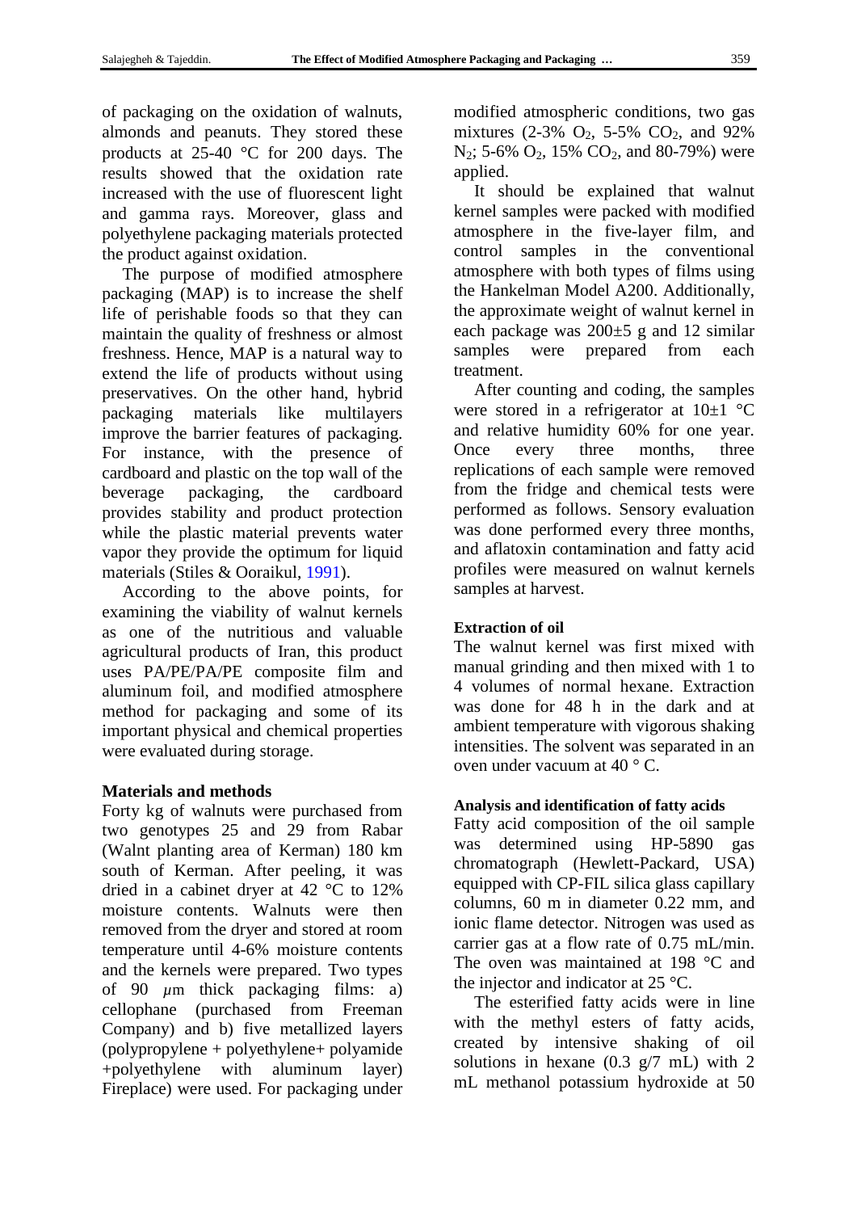of packaging on the oxidation of walnuts, almonds and peanuts. They stored these products at 25-40 °C for 200 days. The results showed that the oxidation rate increased with the use of fluorescent light and gamma rays. Moreover, glass and polyethylene packaging materials protected the product against oxidation.

The purpose of modified atmosphere packaging (MAP) is to increase the shelf life of perishable foods so that they can maintain the quality of freshness or almost freshness. Hence, MAP is a natural way to extend the life of products without using preservatives. On the other hand, hybrid packaging materials like multilayers improve the barrier features of packaging. For instance, with the presence of cardboard and plastic on the top wall of the beverage packaging, the cardboard provides stability and product protection while the plastic material prevents water vapor they provide the optimum for liquid materials (Stiles & Ooraikul, 1991).

According to the above points, for examining the viability of walnut kernels as one of the nutritious and valuable agricultural products of Iran, this product uses PA/PE/PA/PE composite film and aluminum foil, and modified atmosphere method for packaging and some of its important physical and chemical properties were evaluated during storage.

## Materials and methods

Forty kg of walnuts were purchased from two genotypes 25 and 29 from Rabar (Walnt planting area of Kerman) 180 km south of Kerman. After peeling, it was dried in a cabinet dryer at 42 °C to 12% moisture contents. Walnuts were then removed from the dryer and stored at room temperature until 4-6% moisture contents and the kernels were prepared. Two types of 90 $\mu$m thick packaging films: a) cellophane (purchased from Freeman Company) and b) five metallized layers (polypropylene + polyethylene+ polyamide +polyethylene with aluminum layer) Fireplace) were used. For packaging under modified atmospheric conditions, two gas mixtures (2-3% $O_2$, 5-5% $CO_2$, and 92% $N_2$; 5-6% $O_2$, 15% $CO_2$, and 80-79%) were applied.

It should be explained that walnut kernel samples were packed with modified atmosphere in the five-layer film, and control samples in the conventional atmosphere with both types of films using the Hankelman Model A200. Additionally, the approximate weight of walnut kernel in each package was 200±5 g and 12 similar samples were prepared from each treatment.

After counting and coding, the samples were stored in a refrigerator at 10±1 °C and relative humidity 60% for one year. Once every three months, three replications of each sample were removed from the fridge and chemical tests were performed as follows. Sensory evaluation was done performed every three months, and aflatoxin contamination and fatty acid profiles were measured on walnut kernels samples at harvest.

### Extraction of oil

The walnut kernel was first mixed with manual grinding and then mixed with 1 to 4 volumes of normal hexane. Extraction was done for 48 h in the dark and at ambient temperature with vigorous shaking intensities. The solvent was separated in an oven under vacuum at 40 ° C.

### Analysis and identification of fatty acids

Fatty acid composition of the oil sample was determined using HP-5890 gas chromatograph (Hewlett-Packard, USA) equipped with CP-FIL silica glass capillary columns, 60 m in diameter 0.22 mm, and ionic flame detector. Nitrogen was used as carrier gas at a flow rate of 0.75 mL/min. The oven was maintained at 198 °C and the injector and indicator at 25 °C.

The esterified fatty acids were in line with the methyl esters of fatty acids, created by intensive shaking of oil solutions in hexane (0.3 g/7 mL) with 2 mL methanol potassium hydroxide at 50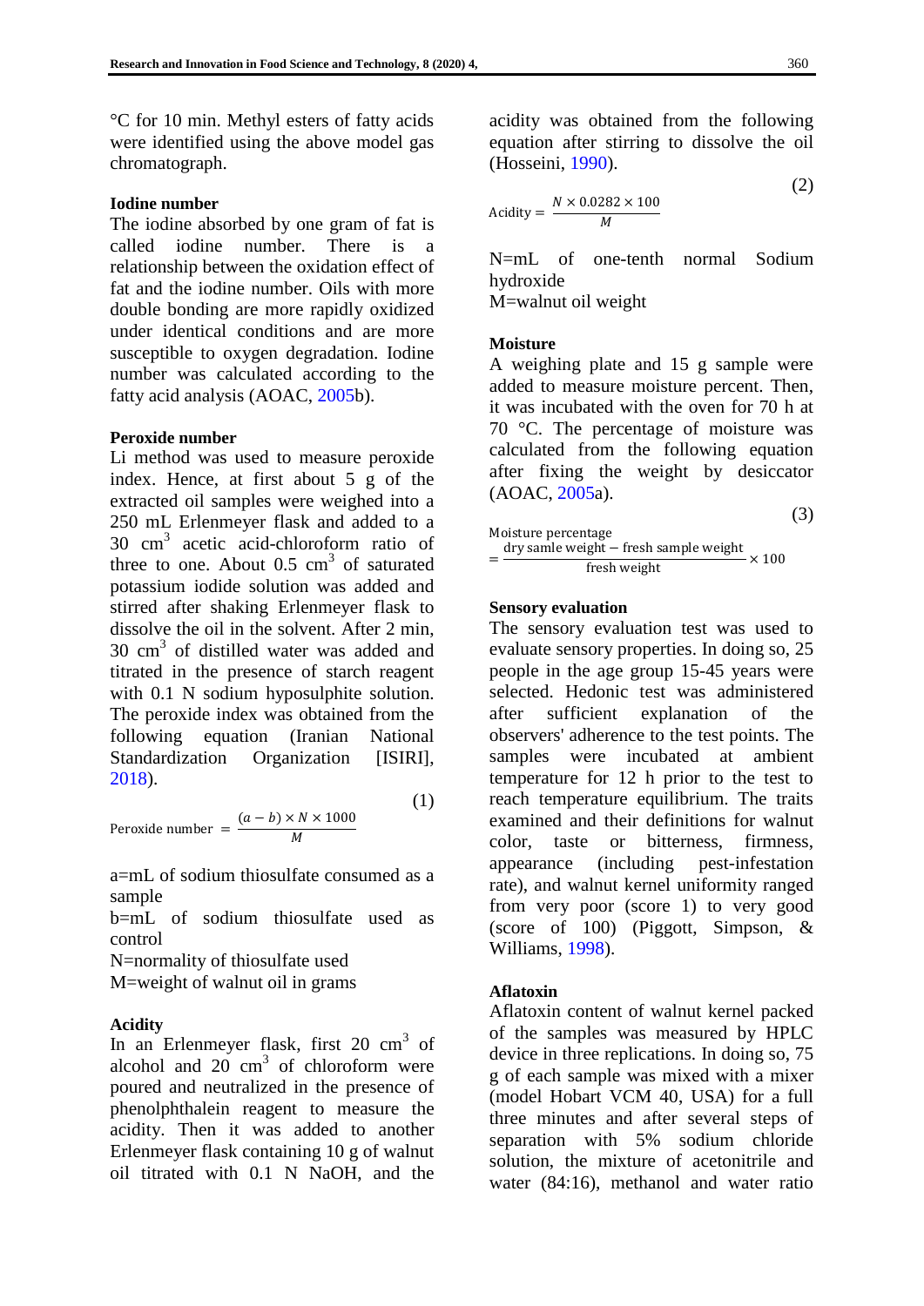°C for 10 min. Methyl esters of fatty acids were identified using the above model gas chromatograph.

**Iodine number**

The iodine absorbed by one gram of fat is called iodine number. There is a relationship between the oxidation effect of fat and the iodine number. Oils with more double bonding are more rapidly oxidized under identical conditions and are more susceptible to oxygen degradation. Iodine number was calculated according to the fatty acid analysis (AOAC, 2005b).

**Peroxide number**

Li method was used to measure peroxide index. Hence, at first about 5 g of the extracted oil samples were weighed into a 250 mL Erlenmeyer flask and added to a 30 $cm^3$ acetic acid-chloroform ratio of three to one. About 0.5 $cm^3$ of saturated potassium iodide solution was added and stirred after shaking Erlenmeyer flask to dissolve the oil in the solvent. After 2 min, 30 $cm^3$ of distilled water was added and titrated in the presence of starch reagent with 0.1 N sodium hyposulphite solution. The peroxide index was obtained from the following equation (Iranian National Standardization Organization [ISIRI], 2018).

$$\text{Peroxide number} = \frac{(a-b) \times N \times 1000}{M} \tag{1}$$

a=mL of sodium thiosulfate consumed as a sample

b=mL of sodium thiosulfate used as control

N=normality of thiosulfate used

M=weight of walnut oil in grams

**Acidity**

In an Erlenmeyer flask, first 20 $cm^3$ of alcohol and 20 $cm^3$ of chloroform were poured and neutralized in the presence of phenolphthalein reagent to measure the acidity. Then it was added to another Erlenmeyer flask containing 10 g of walnut oil titrated with 0.1 N NaOH, and the acidity was obtained from the following equation after stirring to dissolve the oil (Hosseini, 1990).

$$\text{Acidity} = \frac{N \times 0.0282 \times 100}{M} \tag{2}$$

N=mL of one-tenth normal Sodium hydroxide

M=walnut oil weight

**Moisture**

A weighing plate and 15 g sample were added to measure moisture percent. Then, it was incubated with the oven for 70 h at 70 °C. The percentage of moisture was calculated from the following equation after fixing the weight by desiccator (AOAC, 2005a).

$$\text{Moisture percentage} = \frac{\text{dry samle weight} - \text{fresh sample weight}}{\text{fresh weight}} \times 100 \tag{3}$$

**Sensory evaluation**

The sensory evaluation test was used to evaluate sensory properties. In doing so, 25 people in the age group 15-45 years were selected. Hedonic test was administered after sufficient explanation of the observers' adherence to the test points. The samples were incubated at ambient temperature for 12 h prior to the test to reach temperature equilibrium. The traits examined and their definitions for walnut color, taste or bitterness, firmness, appearance (including pest-infestation rate), and walnut kernel uniformity ranged from very poor (score 1) to very good (score of 100) (Piggott, Simpson, & Williams, 1998).

**Aflatoxin**

Aflatoxin content of walnut kernel packed of the samples was measured by HPLC device in three replications. In doing so, 75 g of each sample was mixed with a mixer (model Hobart VCM 40, USA) for a full three minutes and after several steps of separation with 5% sodium chloride solution, the mixture of acetonitrile and water (84:16), methanol and water ratio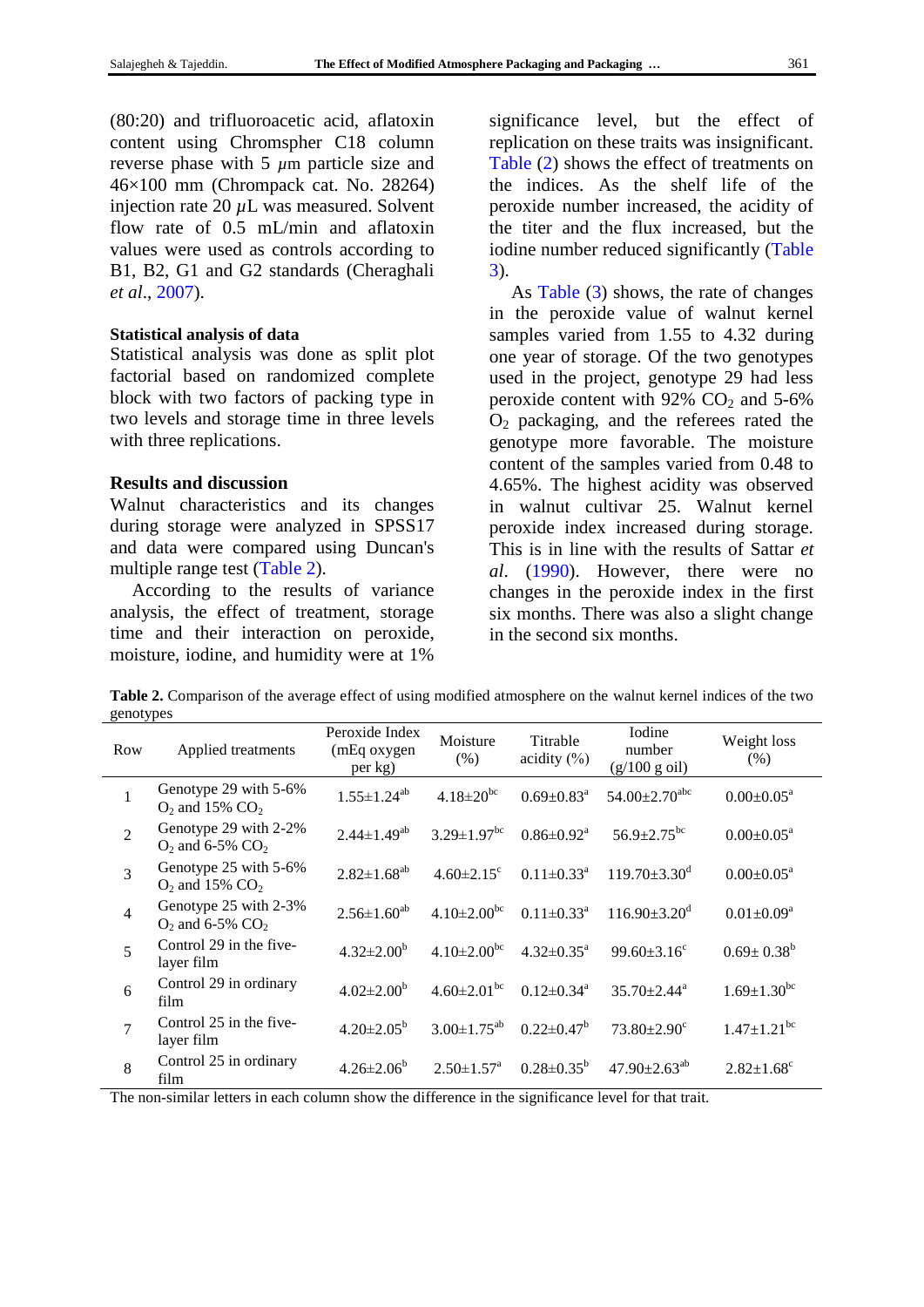(80:20) and trifluoroacetic acid, aflatoxin content using Chromspher C18 column reverse phase with 5 $\mu$m particle size and 46×100 mm (Chrompack cat. No. 28264) injection rate 20 $\mu$L was measured. Solvent flow rate of 0.5 mL/min and aflatoxin values were used as controls according to B1, B2, G1 and G2 standards (Cheraghali *et al*., 2007).

**Statistical analysis of data**

Statistical analysis was done as split plot factorial based on randomized complete block with two factors of packing type in two levels and storage time in three levels with three replications.

## Results and discussion

Walnut characteristics and its changes during storage were analyzed in SPSS17 and data were compared using Duncan's multiple range test (Table 2).

According to the results of variance analysis, the effect of treatment, storage time and their interaction on peroxide, moisture, iodine, and humidity were at 1% significance level, but the effect of replication on these traits was insignificant. Table (2) shows the effect of treatments on the indices. As the shelf life of the peroxide number increased, the acidity of the titer and the flux increased, but the iodine number reduced significantly (Table 3).

As Table (3) shows, the rate of changes in the peroxide value of walnut kernel samples varied from 1.55 to 4.32 during one year of storage. Of the two genotypes used in the project, genotype 29 had less peroxide content with 92% $CO_2$ and 5-6% $O_2$ packaging, and the referees rated the genotype more favorable. The moisture content of the samples varied from 0.48 to 4.65%. The highest acidity was observed in walnut cultivar 25. Walnut kernel peroxide index increased during storage. This is in line with the results of Sattar *et al*. (1990). However, there were no changes in the peroxide index in the first six months. There was also a slight change in the second six months.

**Table 2.** Comparison of the average effect of using modified atmosphere on the walnut kernel indices of the two genotypes

| Row | Applied treatments | Peroxide Index (mEq oxygen per kg) | Moisture (%) | Titrable acidity (%) | Iodine number (g/100 g oil) | Weight loss (%) |
|---|---|---|---|---|---|---|
| 1 | Genotype 29 with 5-6% $O_2$ and 15% $CO_2$ | 1.55±1.24[ab] | 4.18±20[bc] | 0.69±0.83[a] | 54.00±2.70[abc] | 0.00±0.05[a] |
| 2 | Genotype 29 with 2-2% $O_2$ and 6-5% $CO_2$ | 2.44±1.49[ab] | 3.29±1.97[bc] | 0.86±0.92[a] | 56.9±2.75[bc] | 0.00±0.05[a] |
| 3 | Genotype 25 with 5-6% $O_2$ and 15% $CO_2$ | 2.82±1.68[ab] | 4.60±2.15[c] | 0.11±0.33[a] | 119.70±3.30[d] | 0.00±0.05[a] |
| 4 | Genotype 25 with 2-3% $O_2$ and 6-5% $CO_2$ | 2.56±1.60[ab] | 4.10±2.00[bc] | 0.11±0.33[a] | 116.90±3.20[d] | 0.01±0.09[a] |
| 5 | Control 29 in the five-layer film | 4.32±2.00[b] | 4.10±2.00[bc] | 4.32±0.35[a] | 99.60±3.16[c] | 0.69± 0.38[b] |
| 6 | Control 29 in ordinary film | 4.02±2.00[b] | 4.60±2.01[bc] | 0.12±0.34[a] | 35.70±2.44[a] | 1.69±1.30[bc] |
| 7 | Control 25 in the five-layer film | 4.20±2.05[b] | 3.00±1.75[ab] | 0.22±0.47[b] | 73.80±2.90[c] | 1.47±1.21[bc] |
| 8 | Control 25 in ordinary film | 4.26±2.06[b] | 2.50±1.57[a] | 0.28±0.35[b] | 47.90±2.63[ab] | 2.82±1.68[c] |

The non-similar letters in each column show the difference in the significance level for that trait.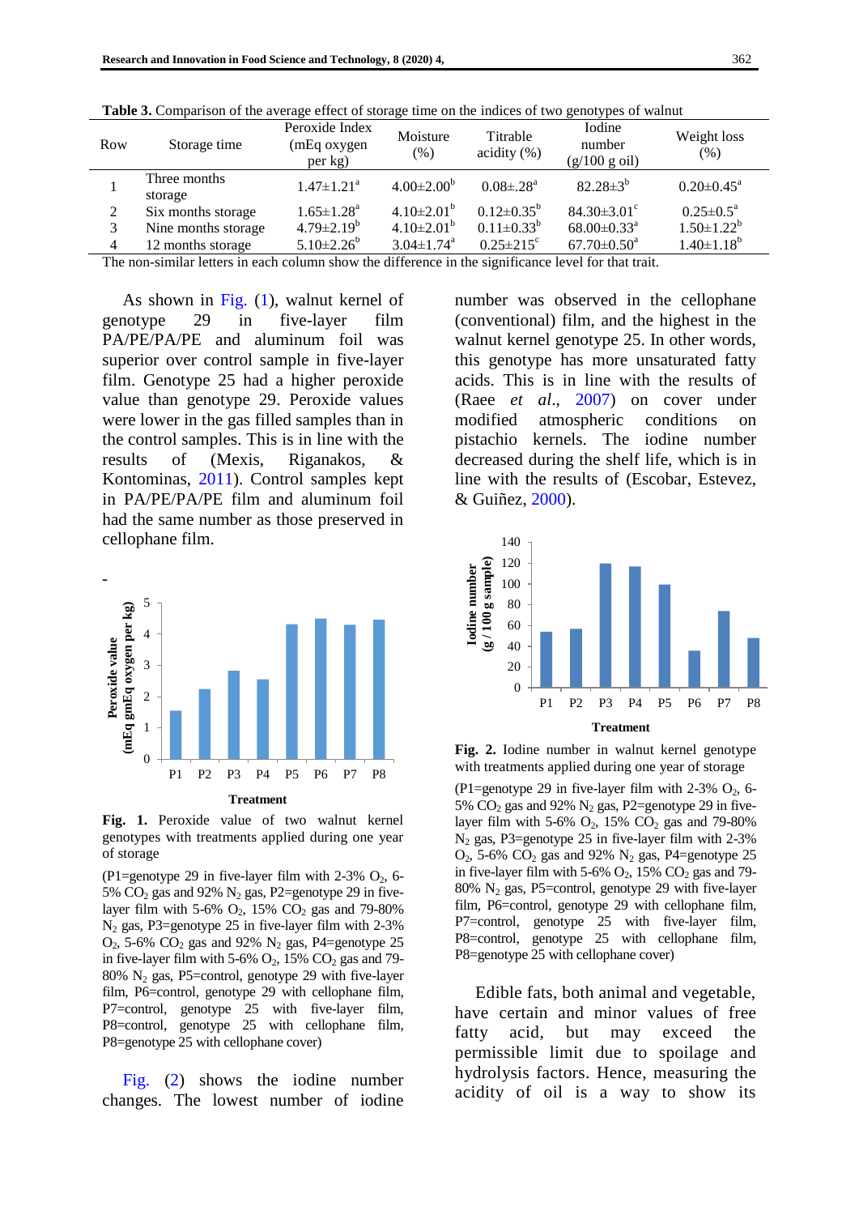**Table 3.** Comparison of the average effect of storage time on the indices of two genotypes of walnut

| Row | Storage time | Peroxide Index (mEq oxygen per kg) | Moisture (%) | Titrable acidity (%) | Iodine number (g/100 g oil) | Weight loss (%) |
|---|---|---|---|---|---|---|
| 1 | Three months storage | 1.47±1.21[a] | 4.00±2.00[b] | 0.08±.28[a] | 82.28±3[b] | 0.20±0.45[a] |
| 2 | Six months storage | 1.65±1.28[a] | 4.10±2.01[b] | 0.12±0.35[b] | 84.30±3.01[c] | 0.25±0.5[a] |
| 3 | Nine months storage | 4.79±2.19[b] | 4.10±2.01[b] | 0.11±0.33[b] | 68.00±0.33[a] | 1.50±1.22[b] |
| 4 | 12 months storage | 5.10±2.26[b] | 3.04±1.74[a] | 0.25±215[c] | 67.70±0.50[a] | 1.40±1.18[b] |

The non-similar letters in each column show the difference in the significance level for that trait.

As shown in Fig. (1), walnut kernel of genotype 29 in five-layer film PA/PE/PA/PE and aluminum foil was superior over control sample in five-layer film. Genotype 25 had a higher peroxide value than genotype 29. Peroxide values were lower in the gas filled samples than in the control samples. This is in line with the results of (Mexis, Riganakos, & Kontominas, 2011). Control samples kept in PA/PE/PA/PE film and aluminum foil had the same number as those preserved in cellophane film.

**Fig. 1.** Peroxide value of two walnut kernel genotypes with treatments applied during one year of storage

(P1=genotype 29 in five-layer film with 2-3% $O_2$, 6-5% $CO_2$ gas and 92% $N_2$ gas, P2=genotype 29 in five-layer film with 5-6% $O_2$, 15% $CO_2$ gas and 79-80% $N_2$ gas, P3=genotype 25 in five-layer film with 2-3% $O_2$, 5-6% $CO_2$ gas and 92% $N_2$ gas, P4=genotype 25 in five-layer film with 5-6% $O_2$, 15% $CO_2$ gas and 79-80% $N_2$ gas, P5=control, genotype 29 with five-layer film, P6=control, genotype 29 with cellophane film, P7=control, genotype 25 with five-layer film, P8=control, genotype 25 with cellophane film, P8=genotype 25 with cellophane cover)

Fig. (2) shows the iodine number changes. The lowest number of iodine number was observed in the cellophane (conventional) film, and the highest in the walnut kernel genotype 25. In other words, this genotype has more unsaturated fatty acids. This is in line with the results of (Raee *et al*., 2007) on cover under modified atmospheric conditions on pistachio kernels. The iodine number decreased during the shelf life, which is in line with the results of (Escobar, Estevez, & Guiñez, 2000).

**Fig. 2.** Iodine number in walnut kernel genotype with treatments applied during one year of storage

(P1=genotype 29 in five-layer film with 2-3% $O_2$, 6-5% $CO_2$ gas and 92% $N_2$ gas, P2=genotype 29 in five-layer film with 5-6% $O_2$, 15% $CO_2$ gas and 79-80% $N_2$ gas, P3=genotype 25 in five-layer film with 2-3% $O_2$, 5-6% $CO_2$ gas and 92% $N_2$ gas, P4=genotype 25 in five-layer film with 5-6% $O_2$, 15% $CO_2$ gas and 79-80% $N_2$ gas, P5=control, genotype 29 with five-layer film, P6=control, genotype 29 with cellophane film, P7=control, genotype 25 with five-layer film, P8=control, genotype 25 with cellophane film, P8=genotype 25 with cellophane cover)

Edible fats, both animal and vegetable, have certain and minor values of free fatty acid, but may exceed the permissible limit due to spoilage and hydrolysis factors. Hence, measuring the acidity of oil is a way to show its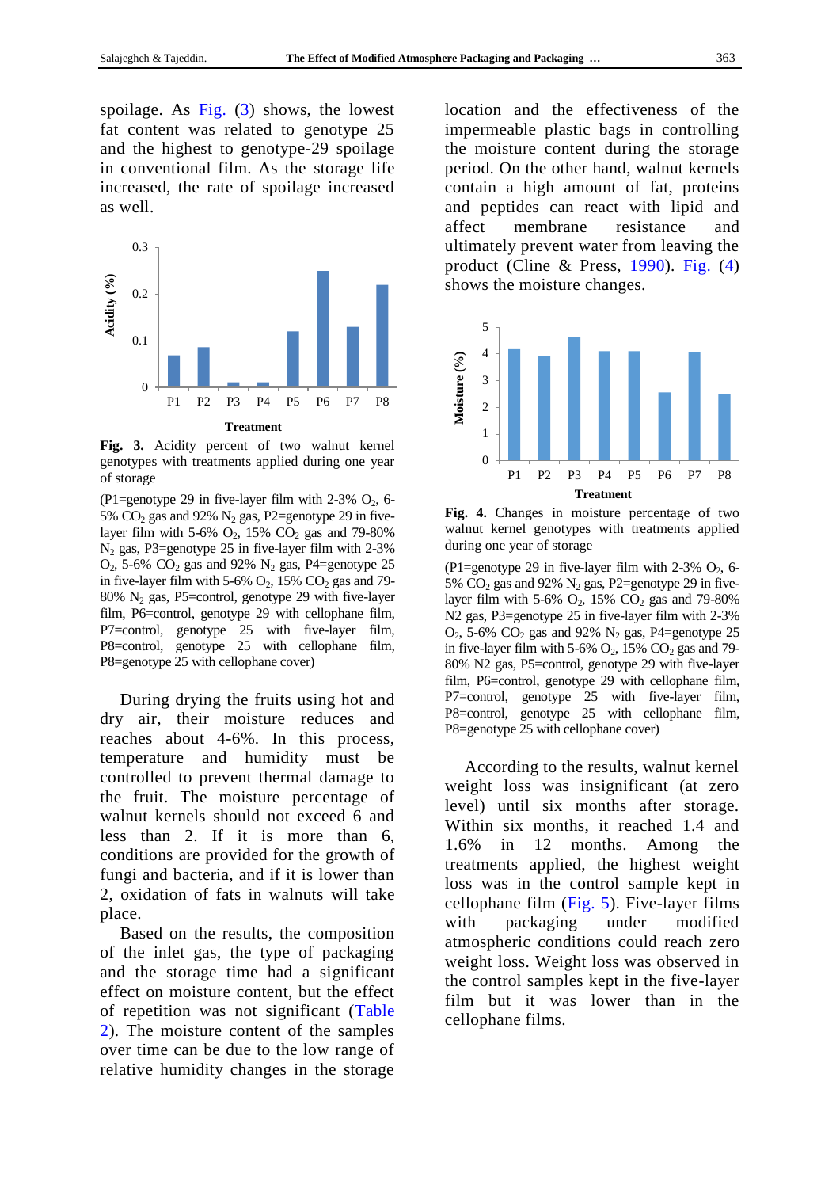spoilage. As Fig. (3) shows, the lowest fat content was related to genotype 25 and the highest to genotype-29 spoilage in conventional film. As the storage life increased, the rate of spoilage increased as well.

**Fig. 3.** Acidity percent of two walnut kernel genotypes with treatments applied during one year of storage

(P1=genotype 29 in five-layer film with 2-3% $O_2$, 6-5% $CO_2$ gas and 92% $N_2$ gas, P2=genotype 29 in five-layer film with 5-6% $O_2$, 15% $CO_2$ gas and 79-80% $N_2$ gas, P3=genotype 25 in five-layer film with 2-3% $O_2$, 5-6% $CO_2$ gas and 92% $N_2$ gas, P4=genotype 25 in five-layer film with 5-6% $O_2$, 15% $CO_2$ gas and 79-80% $N_2$ gas, P5=control, genotype 29 with five-layer film, P6=control, genotype 29 with cellophane film, P7=control, genotype 25 with five-layer film, P8=control, genotype 25 with cellophane film, P8=genotype 25 with cellophane cover)

During drying the fruits using hot and dry air, their moisture reduces and reaches about 4-6%. In this process, temperature and humidity must be controlled to prevent thermal damage to the fruit. The moisture percentage of walnut kernels should not exceed 6 and less than 2. If it is more than 6, conditions are provided for the growth of fungi and bacteria, and if it is lower than 2, oxidation of fats in walnuts will take place.

Based on the results, the composition of the inlet gas, the type of packaging and the storage time had a significant effect on moisture content, but the effect of repetition was not significant (Table 2). The moisture content of the samples over time can be due to the low range of relative humidity changes in the storage location and the effectiveness of the impermeable plastic bags in controlling the moisture content during the storage period. On the other hand, walnut kernels contain a high amount of fat, proteins and peptides can react with lipid and affect membrane resistance and ultimately prevent water from leaving the product (Cline & Press, 1990). Fig. (4) shows the moisture changes.

**Fig. 4.** Changes in moisture percentage of two walnut kernel genotypes with treatments applied during one year of storage

(P1=genotype 29 in five-layer film with 2-3% $O_2$, 6-5% $CO_2$ gas and 92% $N_2$ gas, P2=genotype 29 in five-layer film with 5-6% $O_2$, 15% $CO_2$ gas and 79-80% N2 gas, P3=genotype 25 in five-layer film with 2-3% $O_2$, 5-6% $CO_2$ gas and 92% $N_2$ gas, P4=genotype 25 in five-layer film with 5-6% $O_2$, 15% $CO_2$ gas and 79-80% N2 gas, P5=control, genotype 29 with five-layer film, P6=control, genotype 29 with cellophane film, P7=control, genotype 25 with five-layer film, P8=control, genotype 25 with cellophane film, P8=genotype 25 with cellophane cover)

According to the results, walnut kernel weight loss was insignificant (at zero level) until six months after storage. Within six months, it reached 1.4 and 1.6% in 12 months. Among the treatments applied, the highest weight loss was in the control sample kept in cellophane film (Fig. 5). Five-layer films with packaging under modified atmospheric conditions could reach zero weight loss. Weight loss was observed in the control samples kept in the five-layer film but it was lower than in the cellophane films.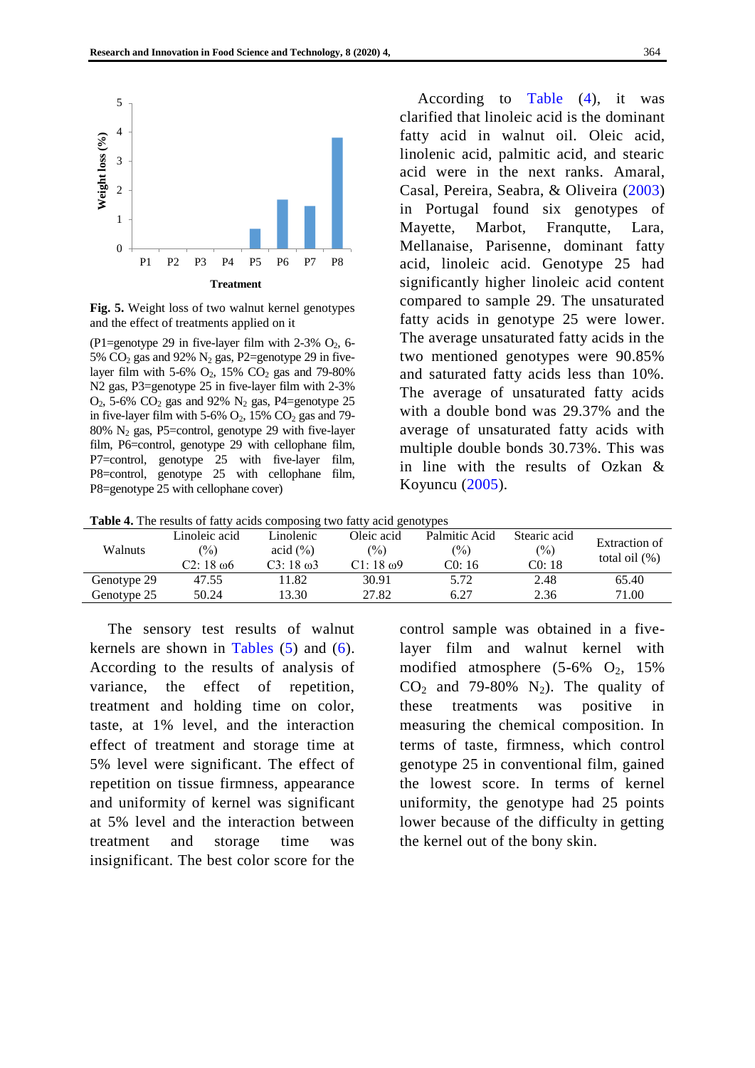5
4
3
2
1
0
Weight loss (%)
P1 P2 P3 P4 P5 P6 P7 P8
Treatment

**Fig. 5.** Weight loss of two walnut kernel genotypes and the effect of treatments applied on it

(P1=genotype 29 in five-layer film with 2-3% $O_2$, 6-5% $CO_2$ gas and 92% $N_2$ gas, P2=genotype 29 in five-layer film with 5-6% $O_2$, 15% $CO_2$ gas and 79-80% N2 gas, P3=genotype 25 in five-layer film with 2-3% $O_2$, 5-6% $CO_2$ gas and 92% $N_2$ gas, P4=genotype 25 in five-layer film with 5-6% $O_2$, 15% $CO_2$ gas and 79-80% $N_2$ gas, P5=control, genotype 29 with five-layer film, P6=control, genotype 29 with cellophane film, P7=control, genotype 25 with five-layer film, P8=control, genotype 25 with cellophane film, P8=genotype 25 with cellophane cover)

According to Table (4), it was clarified that linoleic acid is the dominant fatty acid in walnut oil. Oleic acid, linolenic acid, palmitic acid, and stearic acid were in the next ranks. Amaral, Casal, Pereira, Seabra, & Oliveira (2003) in Portugal found six genotypes of Mayette, Marbot, Franqutte, Lara, Mellanaise, Parisenne, dominant fatty acid, linoleic acid. Genotype 25 had significantly higher linoleic acid content compared to sample 29. The unsaturated fatty acids in genotype 25 were lower. The average unsaturated fatty acids in the two mentioned genotypes were 90.85% and saturated fatty acids less than 10%. The average of unsaturated fatty acids with a double bond was 29.37% and the average of unsaturated fatty acids with multiple double bonds 30.73%. This was in line with the results of Ozkan & Koyuncu (2005).

**Table 4.** The results of fatty acids composing two fatty acid genotypes

| Walnuts | Linoleic acid (%) C2: 18 ω6 | Linolenic acid (%) C3: 18 ω3 | Oleic acid (%) C1: 18 ω9 | Palmitic Acid (%) C0: 16 | Stearic acid (%) C0: 18 | Extraction of total oil (%) |
|---|---|---|---|---|---|---|
| Genotype 29 | 47.55 | 11.82 | 30.91 | 5.72 | 2.48 | 65.40 |
| Genotype 25 | 50.24 | 13.30 | 27.82 | 6.27 | 2.36 | 71.00 |

The sensory test results of walnut kernels are shown in Tables (5) and (6). According to the results of analysis of variance, the effect of repetition, treatment and holding time on color, taste, at 1% level, and the interaction effect of treatment and storage time at 5% level were significant. The effect of repetition on tissue firmness, appearance and uniformity of kernel was significant at 5% level and the interaction between treatment and storage time was insignificant. The best color score for the control sample was obtained in a five-layer film and walnut kernel with modified atmosphere (5-6% $O_2$, 15% $CO_2$ and 79-80% $N_2$). The quality of these treatments was positive in measuring the chemical composition. In terms of taste, firmness, which control genotype 25 in conventional film, gained the lowest score. In terms of kernel uniformity, the genotype had 25 points lower because of the difficulty in getting the kernel out of the bony skin.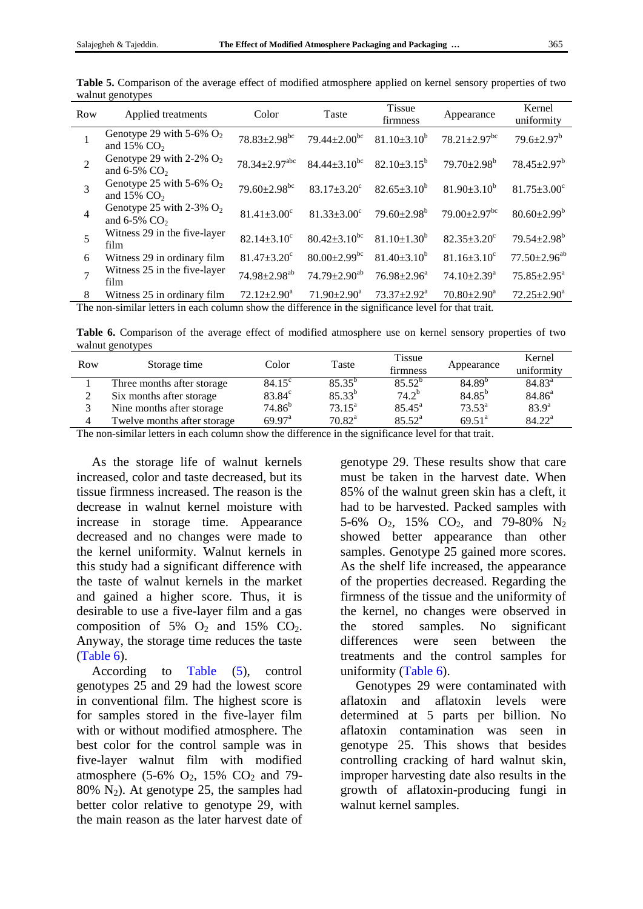**Table 5.** Comparison of the average effect of modified atmosphere applied on kernel sensory properties of two walnut genotypes

| Row | Applied treatments | Color | Taste | Tissue firmness | Appearance | Kernel uniformity |
|---|---|---|---|---|---|---|
| 1 | Genotype 29 with 5-6% $O_2$ and 15% $CO_2$ | 78.83±2.98[bc] | 79.44±2.00[bc] | 81.10±3.10[b] | 78.21±2.97[bc] | 79.6±2.97[b] |
| 2 | Genotype 29 with 2-2% $O_2$ and 6-5% $CO_2$ | 78.34±2.97[abc] | 84.44±3.10[bc] | 82.10±3.15[b] | 79.70±2.98[b] | 78.45±2.97[b] |
| 3 | Genotype 25 with 5-6% $O_2$ and 15% $CO_2$ | 79.60±2.98[bc] | 83.17±3.20[c] | 82.65±3.10[b] | 81.90±3.10[b] | 81.75±3.00[c] |
| 4 | Genotype 25 with 2-3% $O_2$ and 6-5% $CO_2$ | 81.41±3.00[c] | 81.33±3.00[c] | 79.60±2.98[b] | 79.00±2.97[bc] | 80.60±2.99[b] |
| 5 | Witness 29 in the five-layer film | 82.14±3.10[c] | 80.42±3.10[bc] | 81.10±1.30[b] | 82.35±3.20[c] | 79.54±2.98[b] |
| 6 | Witness 29 in ordinary film | 81.47±3.20[c] | 80.00±2.99[bc] | 81.40±3.10[b] | 81.16±3.10[c] | 77.50±2.96[ab] |
| 7 | Witness 25 in the five-layer film | 74.98±2.98[ab] | 74.79±2.90[ab] | 76.98±2.96[a] | 74.10±2.39[a] | 75.85±2.95[a] |
| 8 | Witness 25 in ordinary film | 72.12±2.90[a] | 71.90±2.90[a] | 73.37±2.92[a] | 70.80±2.90[a] | 72.25±2.90[a] |

The non-similar letters in each column show the difference in the significance level for that trait.

**Table 6.** Comparison of the average effect of modified atmosphere use on kernel sensory properties of two walnut genotypes

| Row | Storage time | Color | Taste | Tissue firmness | Appearance | Kernel uniformity |
|---|---|---|---|---|---|---|
| 1 | Three months after storage | 84.15[c] | 85.35[b] | 85.52[b] | 84.89[b] | 84.83[a] |
| 2 | Six months after storage | 83.84[c] | 85.33[b] | 74.2[b] | 84.85[b] | 84.86[a] |
| 3 | Nine months after storage | 74.86[b] | 73.15[a] | 85.45[a] | 73.53[a] | 83.9[a] |
| 4 | Twelve months after storage | 69.97[a] | 70.82[a] | 85.52[a] | 69.51[a] | 84.22[a] |

The non-similar letters in each column show the difference in the significance level for that trait.

As the storage life of walnut kernels increased, color and taste decreased, but its tissue firmness increased. The reason is the decrease in walnut kernel moisture with increase in storage time. Appearance decreased and no changes were made to the kernel uniformity. Walnut kernels in this study had a significant difference with the taste of walnut kernels in the market and gained a higher score. Thus, it is desirable to use a five-layer film and a gas composition of 5% $O_2$ and 15% $CO_2$. Anyway, the storage time reduces the taste (Table 6).

According to Table (5), control genotypes 25 and 29 had the lowest score in conventional film. The highest score is for samples stored in the five-layer film with or without modified atmosphere. The best color for the control sample was in five-layer walnut film with modified atmosphere (5-6% $O_2$, 15% $CO_2$ and 79-80% $N_2$). At genotype 25, the samples had better color relative to genotype 29, with the main reason as the later harvest date of genotype 29. These results show that care must be taken in the harvest date. When 85% of the walnut green skin has a cleft, it had to be harvested. Packed samples with 5-6% $O_2$, 15% $CO_2$, and 79-80% $N_2$ showed better appearance than other samples. Genotype 25 gained more scores. As the shelf life increased, the appearance of the properties decreased. Regarding the firmness of the tissue and the uniformity of the kernel, no changes were observed in the stored samples. No significant differences were seen between the treatments and the control samples for uniformity (Table 6).

Genotypes 29 were contaminated with aflatoxin and aflatoxin levels were determined at 5 parts per billion. No aflatoxin contamination was seen in genotype 25. This shows that besides controlling cracking of hard walnut skin, improper harvesting date also results in the growth of aflatoxin-producing fungi in walnut kernel samples.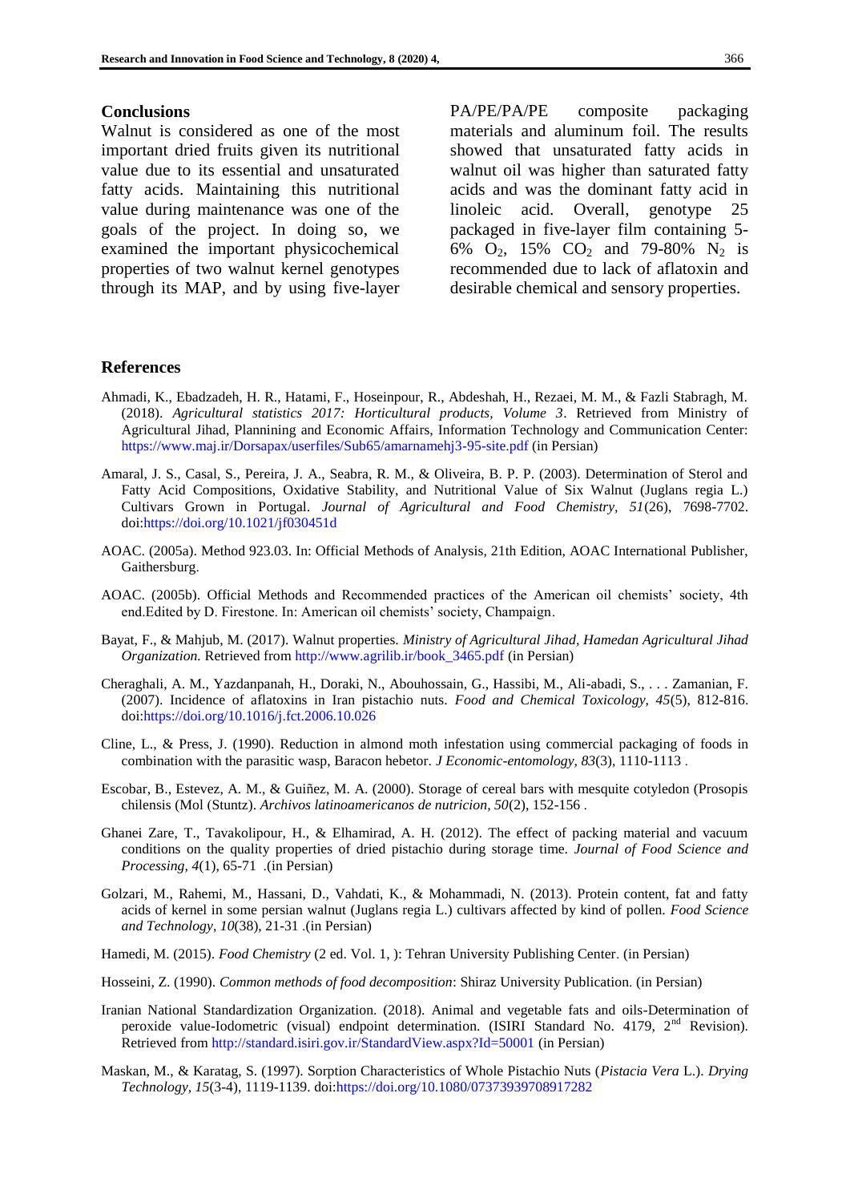## Conclusions

Walnut is considered as one of the most important dried fruits given its nutritional value due to its essential and unsaturated fatty acids. Maintaining this nutritional value during maintenance was one of the goals of the project. In doing so, we examined the important physicochemical properties of two walnut kernel genotypes through its MAP, and by using five-layer PA/PE/PA/PE composite packaging materials and aluminum foil. The results showed that unsaturated fatty acids in walnut oil was higher than saturated fatty acids and was the dominant fatty acid in linoleic acid. Overall, genotype 25 packaged in five-layer film containing 5-6% $O_2$, 15% $CO_2$ and 79-80% $N_2$ is recommended due to lack of aflatoxin and desirable chemical and sensory properties.

## References

Ahmadi, K., Ebadzadeh, H. R., Hatami, F., Hoseinpour, R., Abdeshah, H., Rezaei, M. M., & Fazli Stabragh, M. (2018). *Agricultural statistics 2017: Horticultural products, Volume 3*. Retrieved from Ministry of Agricultural Jihad, Plannining and Economic Affairs, Information Technology and Communication Center: https://www.maj.ir/Dorsapax/userfiles/Sub65/amarnamehj3-95-site.pdf (in Persian)

Amaral, J. S., Casal, S., Pereira, J. A., Seabra, R. M., & Oliveira, B. P. P. (2003). Determination of Sterol and Fatty Acid Compositions, Oxidative Stability, and Nutritional Value of Six Walnut (Juglans regia L.) Cultivars Grown in Portugal. *Journal of Agricultural and Food Chemistry, 51*(26), 7698-7702. doi:https://doi.org/10.1021/jf030451d

AOAC. (2005a). Method 923.03. In: Official Methods of Analysis, 21th Edition, AOAC International Publisher, Gaithersburg.

AOAC. (2005b). Official Methods and Recommended practices of the American oil chemists' society, 4th end.Edited by D. Firestone. In: American oil chemists' society, Champaign.

Bayat, F., & Mahjub, M. (2017). Walnut properties. *Ministry of Agricultural Jihad, Hamedan Agricultural Jihad Organization.* Retrieved from http://www.agrilib.ir/book_3465.pdf (in Persian)

Cheraghali, A. M., Yazdanpanah, H., Doraki, N., Abouhossain, G., Hassibi, M., Ali-abadi, S., . . . Zamanian, F. (2007). Incidence of aflatoxins in Iran pistachio nuts. *Food and Chemical Toxicology, 45*(5), 812-816. doi:https://doi.org/10.1016/j.fct.2006.10.026

Cline, L., & Press, J. (1990). Reduction in almond moth infestation using commercial packaging of foods in combination with the parasitic wasp, Baracon hebetor. *J Economic-entomology, 83*(3), 1110-1113 .

Escobar, B., Estevez, A. M., & Guiñez, M. A. (2000). Storage of cereal bars with mesquite cotyledon (Prosopis chilensis (Mol (Stuntz). *Archivos latinoamericanos de nutricion, 50*(2), 152-156 .

Ghanei Zare, T., Tavakolipour, H., & Elhamirad, A. H. (2012). The effect of packing material and vacuum conditions on the quality properties of dried pistachio during storage time. *Journal of Food Science and Processing, 4*(1), 65-71 .(in Persian)

Golzari, M., Rahemi, M., Hassani, D., Vahdati, K., & Mohammadi, N. (2013). Protein content, fat and fatty acids of kernel in some persian walnut (Juglans regia L.) cultivars affected by kind of pollen. *Food Science and Technology, 10*(38), 21-31 .(in Persian)

Hamedi, M. (2015). *Food Chemistry* (2 ed. Vol. 1, ): Tehran University Publishing Center. (in Persian)

Hosseini, Z. (1990). *Common methods of food decomposition*: Shiraz University Publication. (in Persian)

Iranian National Standardization Organization. (2018). Animal and vegetable fats and oils-Determination of peroxide value-Iodometric (visual) endpoint determination. (ISIRI Standard No. 4179, 2nd Revision). Retrieved from http://standard.isiri.gov.ir/StandardView.aspx?Id=50001 (in Persian)

Maskan, M., & Karatag, S. (1997). Sorption Characteristics of Whole Pistachio Nuts (*Pistacia Vera* L.). *Drying Technology, 15*(3-4), 1119-1139. doi:https://doi.org/10.1080/07373939708917282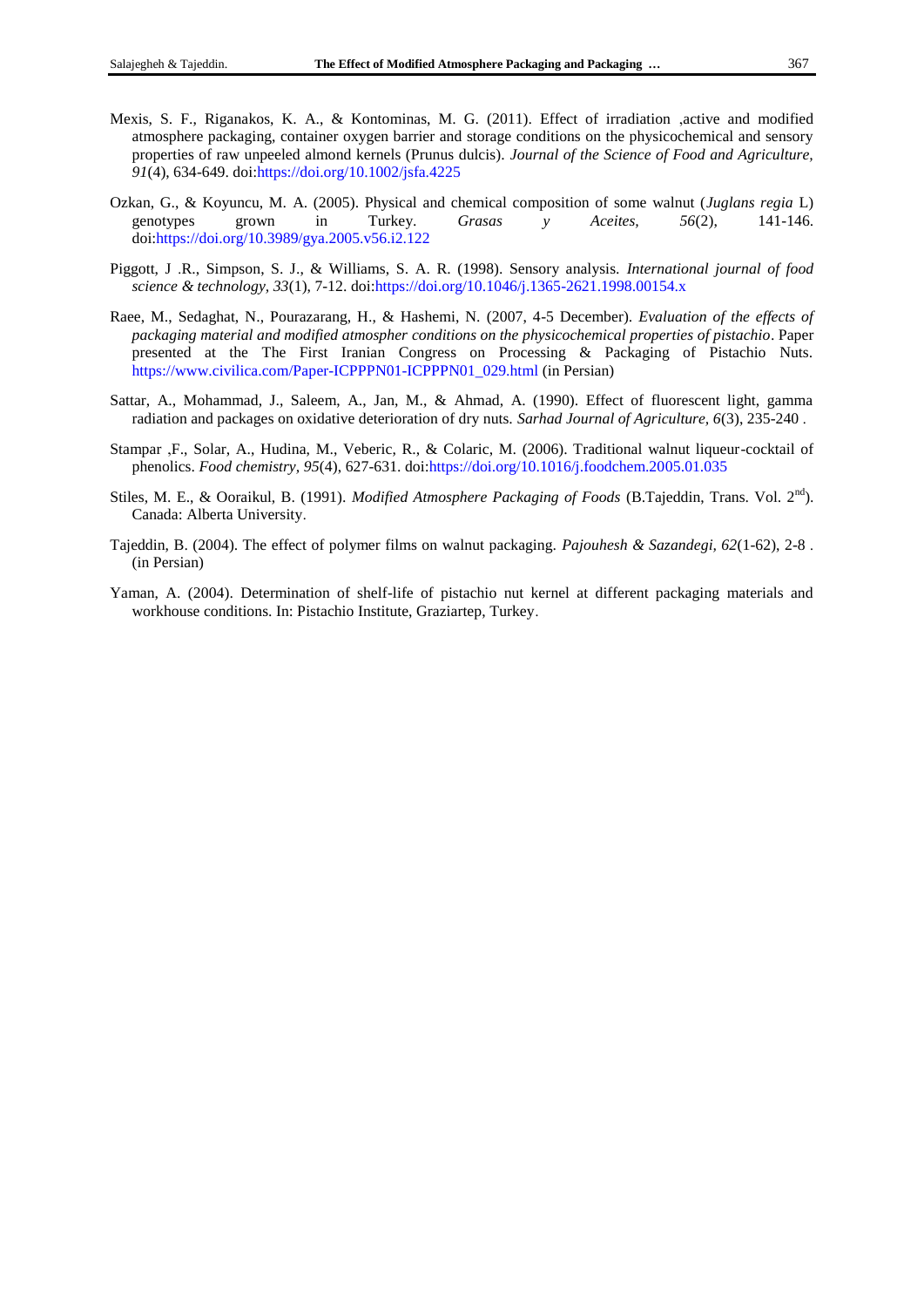Mexis, S. F., Riganakos, K. A., & Kontominas, M. G. (2011). Effect of irradiation ,active and modified atmosphere packaging, container oxygen barrier and storage conditions on the physicochemical and sensory properties of raw unpeeled almond kernels (Prunus dulcis). *Journal of the Science of Food and Agriculture, 91*(4), 634-649. doi:https://doi.org/10.1002/jsfa.4225

Ozkan, G., & Koyuncu, M. A. (2005). Physical and chemical composition of some walnut (*Juglans regia* L) genotypes grown in Turkey. *Grasas y Aceites, 56*(2), 141-146. doi:https://doi.org/10.3989/gya.2005.v56.i2.122

Piggott, J .R., Simpson, S. J., & Williams, S. A. R. (1998). Sensory analysis. *International journal of food science & technology, 33*(1), 7-12. doi:https://doi.org/10.1046/j.1365-2621.1998.00154.x

Raee, M., Sedaghat, N., Pourazarang, H., & Hashemi, N. (2007, 4-5 December). *Evaluation of the effects of packaging material and modified atmospher conditions on the physicochemical properties of pistachio*. Paper presented at the The First Iranian Congress on Processing & Packaging of Pistachio Nuts. https://www.civilica.com/Paper-ICPPPN01-ICPPPN01_029.html (in Persian)

Sattar, A., Mohammad, J., Saleem, A., Jan, M., & Ahmad, A. (1990). Effect of fluorescent light, gamma radiation and packages on oxidative deterioration of dry nuts. *Sarhad Journal of Agriculture, 6*(3), 235-240 .

Stampar ,F., Solar, A., Hudina, M., Veberic, R., & Colaric, M. (2006). Traditional walnut liqueur-cocktail of phenolics. *Food chemistry, 95*(4), 627-631. doi:https://doi.org/10.1016/j.foodchem.2005.01.035

Stiles, M. E., & Ooraikul, B. (1991). *Modified Atmosphere Packaging of Foods* (B.Tajeddin, Trans. Vol. 2nd). Canada: Alberta University.

Tajeddin, B. (2004). The effect of polymer films on walnut packaging. *Pajouhesh & Sazandegi, 62*(1-62), 2-8 . (in Persian)

Yaman, A. (2004). Determination of shelf-life of pistachio nut kernel at different packaging materials and workhouse conditions. In: Pistachio Institute, Graziartep, Turkey.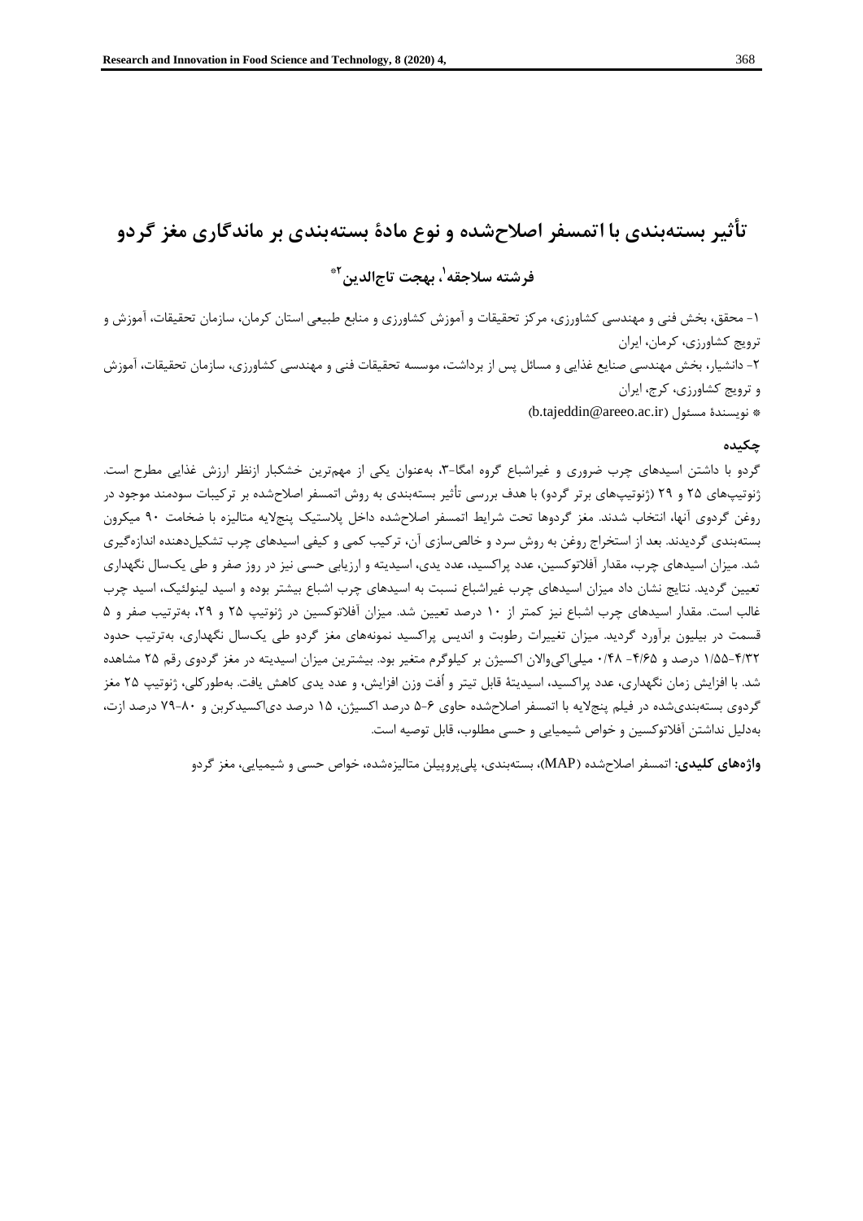# تأثیر بسته‌بندی با اتمسفر اصلاح‌شده و نوع مادهٔ بسته‌بندی بر ماندگاری مغز گردو

**فرشته سلاجقه[1]، بهجت تاج‌الدین[2]***

۱- محقق، بخش فنی و مهندسی کشاورزی، مرکز تحقیقات و آموزش کشاورزی و منابع طبیعی استان کرمان، سازمان تحقیقات، آموزش و ترویج کشاورزی، کرمان، ایران

۲- دانشیار، بخش مهندسی صنایع غذایی و مسائل پس از برداشت، موسسه تحقیقات فنی و مهندسی کشاورزی، سازمان تحقیقات، آموزش و ترویج کشاورزی، کرج، ایران

* نویسندهٔ مسئول (b.tajeddin@areeo.ac.ir)

## چکیده

گردو با داشتن اسیدهای چرب ضروری و غیراشباع گروه امگا-۳، به‌عنوان یکی از مهم‌ترین خشکبار ازنظر ارزش غذایی مطرح است. ژنوتیپ‌های ۲۵ و ۲۹ (ژنوتیپ‌های برتر گردو) با هدف بررسی تأثیر بسته‌بندی به روش اتمسفر اصلاح‌شده بر ترکیبات سودمند موجود در روغن گردوی آنها، انتخاب شدند. مغز گردوها تحت شرایط اتمسفر اصلاح‌شده داخل پلاستیک پنج‌لایه متالیزه با ضخامت ۹۰ میکرون بسته‌بندی گردیدند. بعد از استخراج روغن به روش سرد و خالص‌سازی آن، ترکیب کمی و کیفی اسیدهای چرب تشکیل‌دهنده اندازه‌گیری شد. میزان اسیدهای چرب، مقدار آفلاتوکسین، عدد پراکسید، عدد یدی، اسیدیته و ارزیابی حسی نیز در روز صفر و طی یک‌سال نگهداری تعیین گردید. نتایج نشان داد میزان اسیدهای چرب غیراشباع نسبت به اسیدهای چرب اشباع بیشتر بوده و اسید لینولئیک، اسید چرب غالب است. مقدار اسیدهای چرب اشباع نیز کمتر از ۱۰ درصد تعیین شد. میزان آفلاتوکسین در ژنوتیپ ۲۵ و ۲۹، به‌ترتیب صفر و ۵ قسمت در بیلیون برآورد گردید. میزان تغییرات رطوبت و اندیس پراکسید نمونه‌های مغز گردو طی یک‌سال نگهداری، به‌ترتیب حدود ۴/۳۲-۱/۵۵ درصد و ۴/۶۵- ۰/۴۸ میلی‌اکی‌والان اکسیژن بر کیلوگرم متغیر بود. بیشترین میزان اسیدیته در مغز گردوی رقم ۲۵ مشاهده شد. با افزایش زمان نگهداری، عدد پراکسید، اسیدیتهٔ قابل تیتر و اُفت وزن افزایش، و عدد یدی کاهش یافت. به‌طورکلی، ژنوتیپ ۲۵ مغز گردوی بسته‌بندی‌شده در فیلم پنج‌لایه با اتمسفر اصلاح‌شده حاوی ۶-۵ درصد اکسیژن، ۱۵ درصد دی‌اکسیدکربن و ۸۰-۷۹ درصد ازت، به‌دلیل نداشتن آفلاتوکسین و خواص شیمیایی و حسی مطلوب، قابل توصیه است.

**واژه‌های کلیدی:** اتمسفر اصلاح‌شده (MAP)، بسته‌بندی، پلی‌پروپیلن متالیزه‌شده، خواص حسی و شیمیایی، مغز گردو